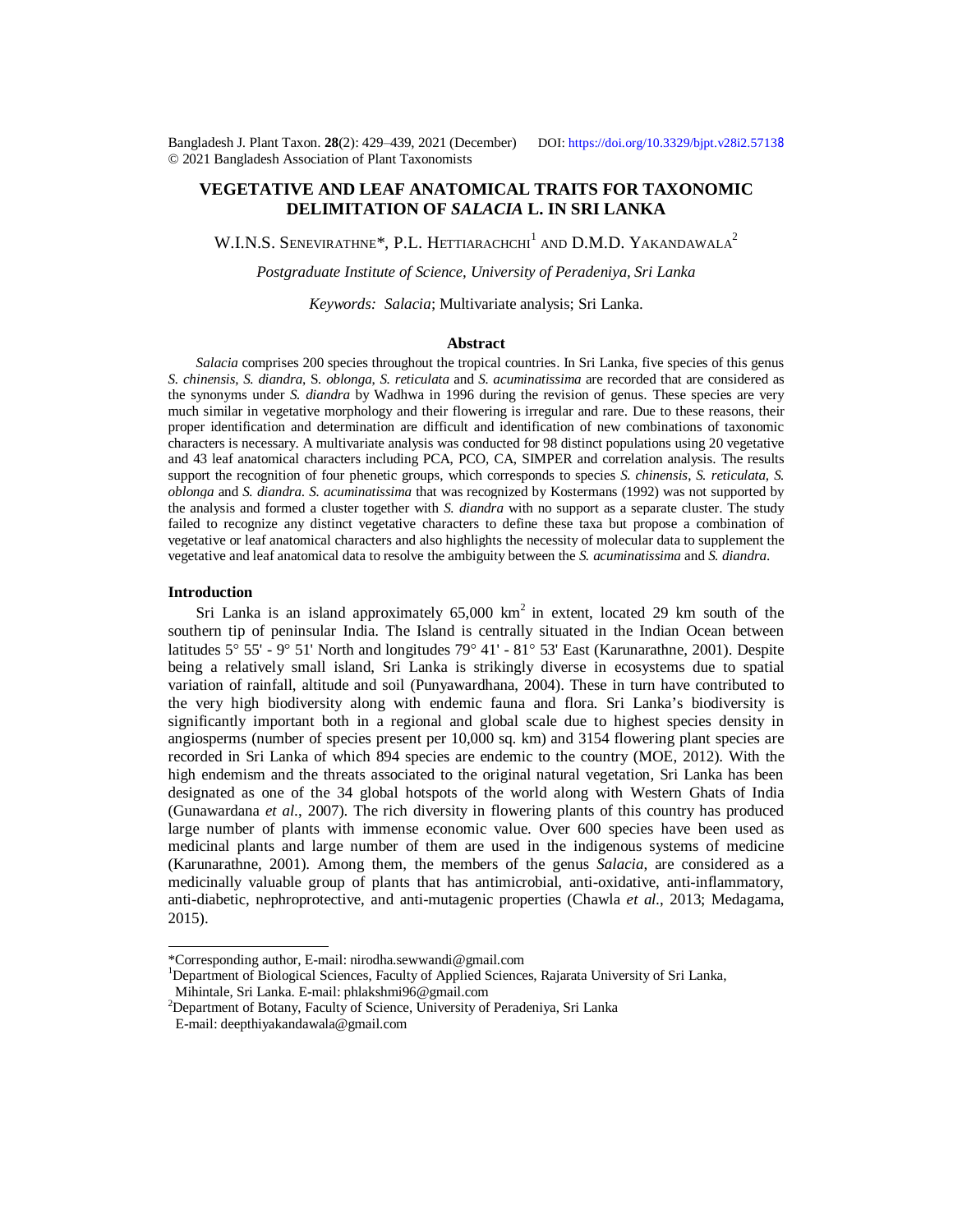# VEGETATIVE AND LEAF ANATOMICAL TRAITS FOR TAXONOMIC DELIMITATION OF *SALACIA* L. IN SRI LANKA

W.I.N.S. SENEVIRATHNE*, P.L. HETTIARACHCHI[1] AND D.M.D. YAKANDAWALA[2]

*Postgraduate Institute of Science, University of Peradeniya, Sri Lanka*

*Keywords: Salacia*; Multivariate analysis; Sri Lanka.

## Abstract

*Salacia* comprises 200 species throughout the tropical countries. In Sri Lanka, five species of this genus *S. chinensis*, *S. diandra*, S. *oblonga*, *S. reticulata* and *S. acuminatissima* are recorded that are considered as the synonyms under *S. diandra* by Wadhwa in 1996 during the revision of genus. These species are very much similar in vegetative morphology and their flowering is irregular and rare. Due to these reasons, their proper identification and determination are difficult and identification of new combinations of taxonomic characters is necessary. A multivariate analysis was conducted for 98 distinct populations using 20 vegetative and 43 leaf anatomical characters including PCA, PCO, CA, SIMPER and correlation analysis. The results support the recognition of four phenetic groups, which corresponds to species *S. chinensis*, *S. reticulata, S. oblonga* and *S. diandra*. *S. acuminatissima* that was recognized by Kostermans (1992) was not supported by the analysis and formed a cluster together with *S. diandra* with no support as a separate cluster. The study failed to recognize any distinct vegetative characters to define these taxa but propose a combination of vegetative or leaf anatomical characters and also highlights the necessity of molecular data to supplement the vegetative and leaf anatomical data to resolve the ambiguity between the *S. acuminatissima* and *S. diandra*.

## Introduction

Sri Lanka is an island approximately 65,000 km$^2$ in extent, located 29 km south of the southern tip of peninsular India. The Island is centrally situated in the Indian Ocean between latitudes 5° 55' - 9° 51' North and longitudes 79° 41' - 81° 53' East (Karunarathne, 2001). Despite being a relatively small island, Sri Lanka is strikingly diverse in ecosystems due to spatial variation of rainfall, altitude and soil (Punyawardhana, 2004). These in turn have contributed to the very high biodiversity along with endemic fauna and flora. Sri Lanka's biodiversity is significantly important both in a regional and global scale due to highest species density in angiosperms (number of species present per 10,000 sq. km) and 3154 flowering plant species are recorded in Sri Lanka of which 894 species are endemic to the country (MOE, 2012). With the high endemism and the threats associated to the original natural vegetation, Sri Lanka has been designated as one of the 34 global hotspots of the world along with Western Ghats of India (Gunawardana *et al.*, 2007). The rich diversity in flowering plants of this country has produced large number of plants with immense economic value. Over 600 species have been used as medicinal plants and large number of them are used in the indigenous systems of medicine (Karunarathne, 2001). Among them, the members of the genus *Salacia*, are considered as a medicinally valuable group of plants that has antimicrobial, anti-oxidative, anti-inflammatory, anti-diabetic, nephroprotective, and anti-mutagenic properties (Chawla *et al.*, 2013; Medagama, 2015).

---

*Corresponding author, E-mail: nirodha.sewwandi@gmail.com

[1]Department of Biological Sciences, Faculty of Applied Sciences, Rajarata University of Sri Lanka, Mihintale, Sri Lanka. E-mail: phlakshmi96@gmail.com

[2]Department of Botany, Faculty of Science, University of Peradeniya, Sri Lanka E-mail: deepthiyakandawala@gmail.com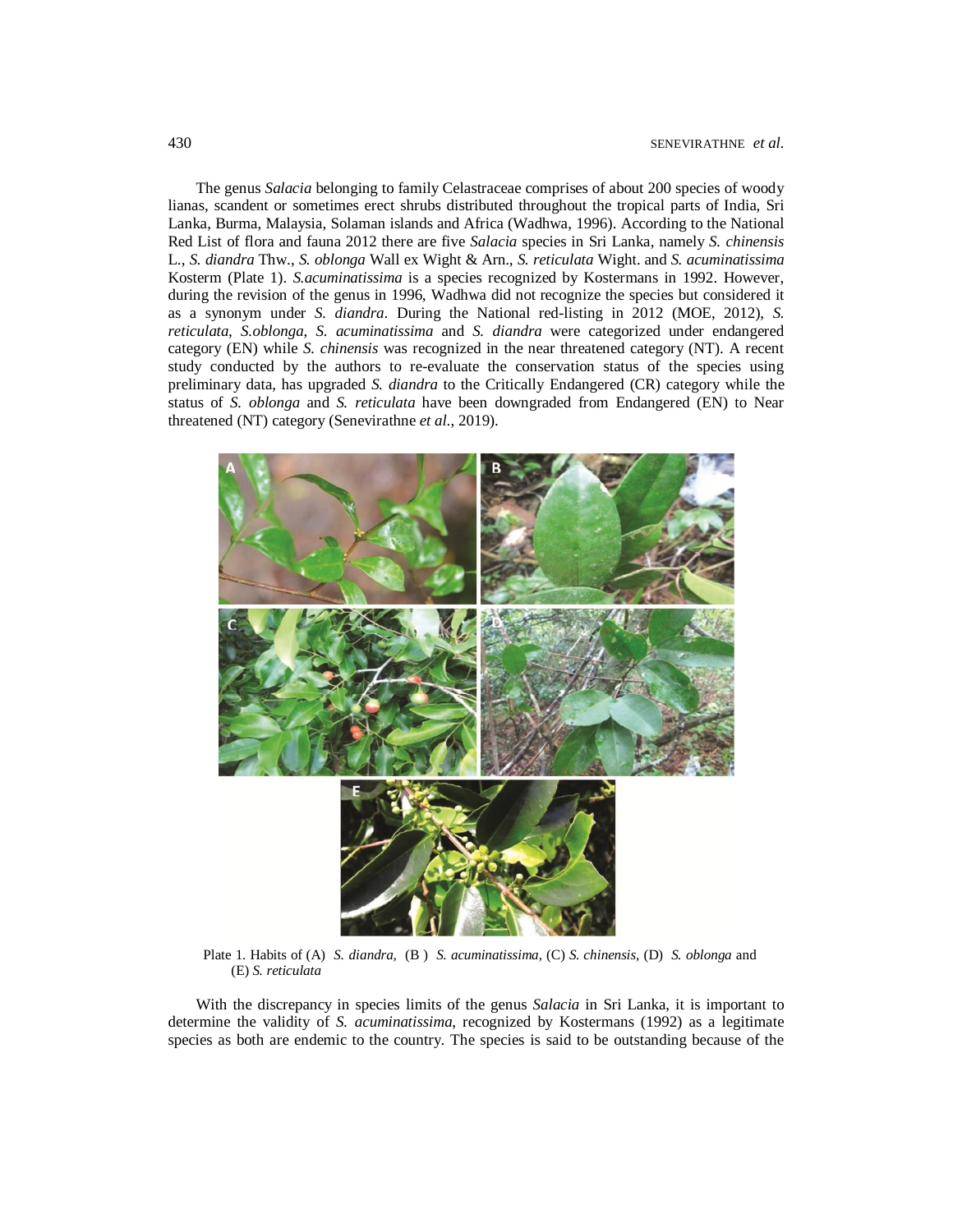The genus *Salacia* belonging to family Celastraceae comprises of about 200 species of woody lianas, scandent or sometimes erect shrubs distributed throughout the tropical parts of India, Sri Lanka, Burma, Malaysia, Solaman islands and Africa (Wadhwa, 1996). According to the National Red List of flora and fauna 2012 there are five *Salacia* species in Sri Lanka, namely *S. chinensis* L., *S. diandra* Thw., *S. oblonga* Wall ex Wight & Arn., *S. reticulata* Wight. and *S. acuminatissima* Kosterm (Plate 1). *S.acuminatissima* is a species recognized by Kostermans in 1992. However, during the revision of the genus in 1996, Wadhwa did not recognize the species but considered it as a synonym under *S. diandra*. During the National red-listing in 2012 (MOE, 2012), *S. reticulata, S.oblonga, S. acuminatissima* and *S. diandra* were categorized under endangered category (EN) while *S. chinensis* was recognized in the near threatened category (NT). A recent study conducted by the authors to re-evaluate the conservation status of the species using preliminary data, has upgraded *S. diandra* to the Critically Endangered (CR) category while the status of *S. oblonga* and *S. reticulata* have been downgraded from Endangered (EN) to Near threatened (NT) category (Senevirathne *et al*., 2019).

Plate 1. Habits of (A) *S. diandra,* (B ) *S. acuminatissima*, (C) *S. chinensis*, (D) *S. oblonga* and (E) *S. reticulata*

With the discrepancy in species limits of the genus *Salacia* in Sri Lanka, it is important to determine the validity of *S. acuminatissima*, recognized by Kostermans (1992) as a legitimate species as both are endemic to the country. The species is said to be outstanding because of the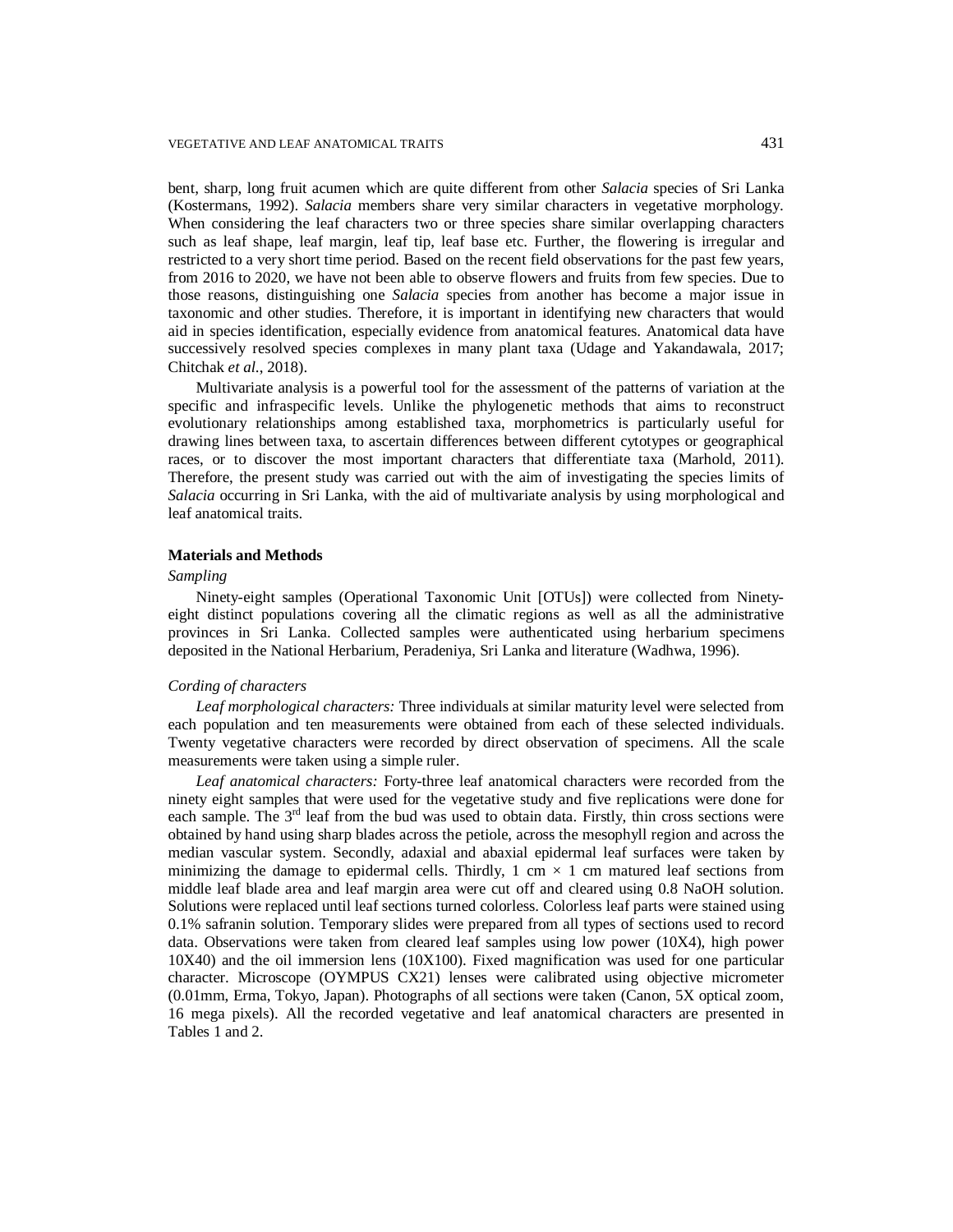bent, sharp, long fruit acumen which are quite different from other *Salacia* species of Sri Lanka (Kostermans, 1992). *Salacia* members share very similar characters in vegetative morphology. When considering the leaf characters two or three species share similar overlapping characters such as leaf shape, leaf margin, leaf tip, leaf base etc. Further, the flowering is irregular and restricted to a very short time period. Based on the recent field observations for the past few years, from 2016 to 2020, we have not been able to observe flowers and fruits from few species. Due to those reasons, distinguishing one *Salacia* species from another has become a major issue in taxonomic and other studies. Therefore, it is important in identifying new characters that would aid in species identification, especially evidence from anatomical features. Anatomical data have successively resolved species complexes in many plant taxa (Udage and Yakandawala, 2017; Chitchak *et al.*, 2018).

Multivariate analysis is a powerful tool for the assessment of the patterns of variation at the specific and infraspecific levels. Unlike the phylogenetic methods that aims to reconstruct evolutionary relationships among established taxa, morphometrics is particularly useful for drawing lines between taxa, to ascertain differences between different cytotypes or geographical races, or to discover the most important characters that differentiate taxa (Marhold, 2011). Therefore, the present study was carried out with the aim of investigating the species limits of *Salacia* occurring in Sri Lanka, with the aid of multivariate analysis by using morphological and leaf anatomical traits.

## Materials and Methods

### *Sampling*

Ninety-eight samples (Operational Taxonomic Unit [OTUs]) were collected from Ninety-eight distinct populations covering all the climatic regions as well as all the administrative provinces in Sri Lanka. Collected samples were authenticated using herbarium specimens deposited in the National Herbarium, Peradeniya, Sri Lanka and literature (Wadhwa, 1996).

### *Cording of characters*

*Leaf morphological characters:* Three individuals at similar maturity level were selected from each population and ten measurements were obtained from each of these selected individuals. Twenty vegetative characters were recorded by direct observation of specimens. All the scale measurements were taken using a simple ruler.

*Leaf anatomical characters:* Forty-three leaf anatomical characters were recorded from the ninety eight samples that were used for the vegetative study and five replications were done for each sample. The 3$^{rd}$ leaf from the bud was used to obtain data. Firstly, thin cross sections were obtained by hand using sharp blades across the petiole, across the mesophyll region and across the median vascular system. Secondly, adaxial and abaxial epidermal leaf surfaces were taken by minimizing the damage to epidermal cells. Thirdly, 1 cm × 1 cm matured leaf sections from middle leaf blade area and leaf margin area were cut off and cleared using 0.8 NaOH solution. Solutions were replaced until leaf sections turned colorless. Colorless leaf parts were stained using 0.1% safranin solution. Temporary slides were prepared from all types of sections used to record data. Observations were taken from cleared leaf samples using low power (10X4), high power 10X40) and the oil immersion lens (10X100). Fixed magnification was used for one particular character. Microscope (OYMPUS CX21) lenses were calibrated using objective micrometer (0.01mm, Erma, Tokyo, Japan). Photographs of all sections were taken (Canon, 5X optical zoom, 16 mega pixels). All the recorded vegetative and leaf anatomical characters are presented in Tables 1 and 2.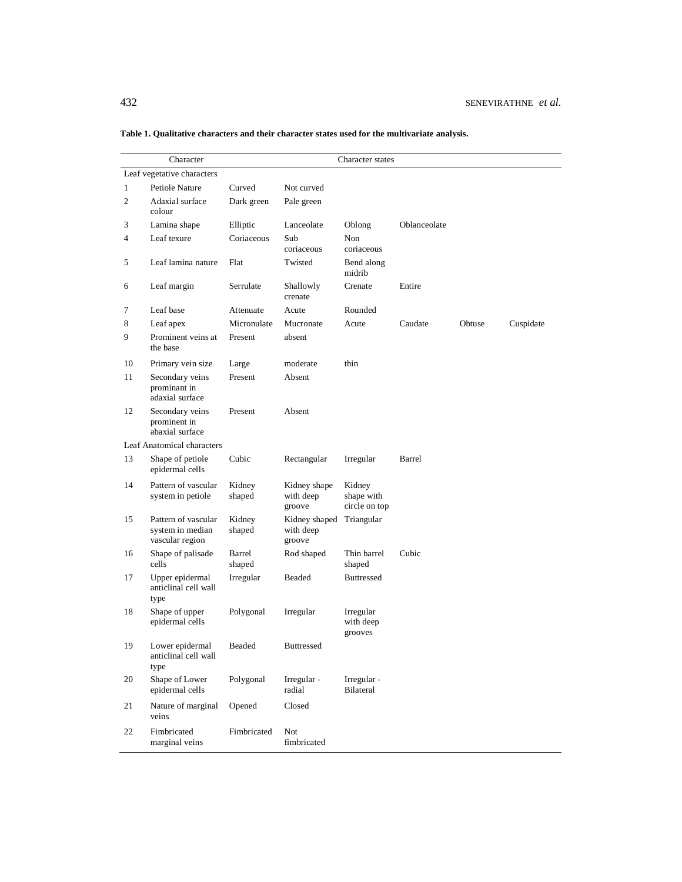**Table 1. Qualitative characters and their character states used for the multivariate analysis.**

| | Character | Character states | | | | | |
|---|---|---|---|---|---|---|---|
| Leaf vegetative characters | | | | | | | |
| 1 | Petiole Nature | Curved | Not curved | | | | |
| 2 | Adaxial surface colour | Dark green | Pale green | | | | |
| 3 | Lamina shape | Elliptic | Lanceolate | Oblong | Oblanceolate | | |
| 4 | Leaf texure | Coriaceous | Sub coriaceous | Non coriaceous | | | |
| 5 | Leaf lamina nature | Flat | Twisted | Bend along midrib | | | |
| 6 | Leaf margin | Serrulate | Shallowly crenate | Crenate | Entire | | |
| 7 | Leaf base | Attenuate | Acute | Rounded | | | |
| 8 | Leaf apex | Micronulate | Mucronate | Acute | Caudate | Obtuse | Cuspidate |
| 9 | Prominent veins at the base | Present | absent | | | | |
| 10 | Primary vein size | Large | moderate | thin | | | |
| 11 | Secondary veins prominant in adaxial surface | Present | Absent | | | | |
| 12 | Secondary veins prominent in abaxial surface | Present | Absent | | | | |
| Leaf Anatomical characters | | | | | | | |
| 13 | Shape of petiole epidermal cells | Cubic | Rectangular | Irregular | Barrel | | |
| 14 | Pattern of vascular system in petiole | Kidney shaped | Kidney shape with deep groove | Kidney shape with circle on top | | | |
| 15 | Pattern of vascular system in median vascular region | Kidney shaped | Kidney shaped with deep groove | Triangular | | | |
| 16 | Shape of palisade cells | Barrel shaped | Rod shaped | Thin barrel shaped | Cubic | | |
| 17 | Upper epidermal anticlinal cell wall type | Irregular | Beaded | Buttressed | | | |
| 18 | Shape of upper epidermal cells | Polygonal | Irregular | Irregular with deep grooves | | | |
| 19 | Lower epidermal anticlinal cell wall type | Beaded | Buttressed | | | | |
| 20 | Shape of Lower epidermal cells | Polygonal | Irregular - radial | Irregular - Bilateral | | | |
| 21 | Nature of marginal veins | Opened | Closed | | | | |
| 22 | Fimbricated marginal veins | Fimbricated | Not fimbricated | | | | |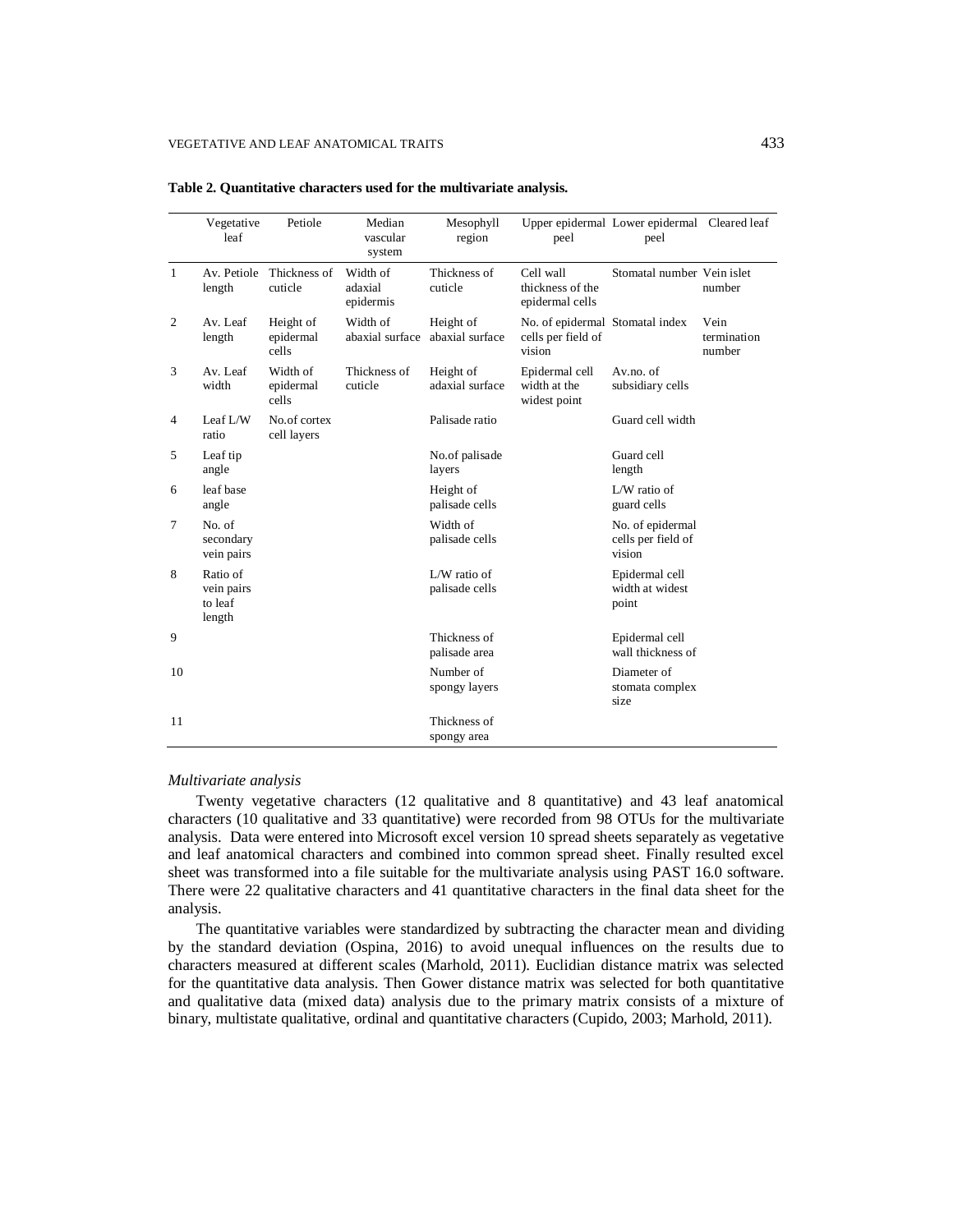**Table 2. Quantitative characters used for the multivariate analysis.**

| | Vegetative leaf | Petiole | Median vascular system | Mesophyll region | Upper epidermal peel | Lower epidermal peel | Cleared leaf |
|---|---|---|---|---|---|---|---|
| 1 | Av. Petiole length | Thickness of cuticle | Width of adaxial epidermis | Thickness of cuticle | Cell wall thickness of the epidermal cells | Stomatal number | Vein islet number |
| 2 | Av. Leaf length | Height of epidermal cells | Width of abaxial surface | Height of abaxial surface | No. of epidermal cells per field of vision | Stomatal index | Vein termination number |
| 3 | Av. Leaf width | Width of epidermal cells | Thickness of cuticle | Height of adaxial surface | Epidermal cell width at the widest point | Av.no. of subsidiary cells | |
| 4 | Leaf L/W ratio | No.of cortex cell layers | | Palisade ratio | | Guard cell width | |
| 5 | Leaf tip angle | | | No.of palisade layers | | Guard cell length | |
| 6 | leaf base angle | | | Height of palisade cells | | L/W ratio of guard cells | |
| 7 | No. of secondary vein pairs | | | Width of palisade cells | | No. of epidermal cells per field of vision | |
| 8 | Ratio of vein pairs to leaf length | | | L/W ratio of palisade cells | | Epidermal cell width at widest point | |
| 9 | | | | Thickness of palisade area | | Epidermal cell wall thickness of | |
| 10 | | | | Number of spongy layers | | Diameter of stomata complex size | |
| 11 | | | | Thickness of spongy area | | | |

*Multivariate analysis*

Twenty vegetative characters (12 qualitative and 8 quantitative) and 43 leaf anatomical characters (10 qualitative and 33 quantitative) were recorded from 98 OTUs for the multivariate analysis. Data were entered into Microsoft excel version 10 spread sheets separately as vegetative and leaf anatomical characters and combined into common spread sheet. Finally resulted excel sheet was transformed into a file suitable for the multivariate analysis using PAST 16.0 software. There were 22 qualitative characters and 41 quantitative characters in the final data sheet for the analysis.

The quantitative variables were standardized by subtracting the character mean and dividing by the standard deviation (Ospina, 2016) to avoid unequal influences on the results due to characters measured at different scales (Marhold, 2011). Euclidian distance matrix was selected for the quantitative data analysis. Then Gower distance matrix was selected for both quantitative and qualitative data (mixed data) analysis due to the primary matrix consists of a mixture of binary, multistate qualitative, ordinal and quantitative characters (Cupido, 2003; Marhold, 2011).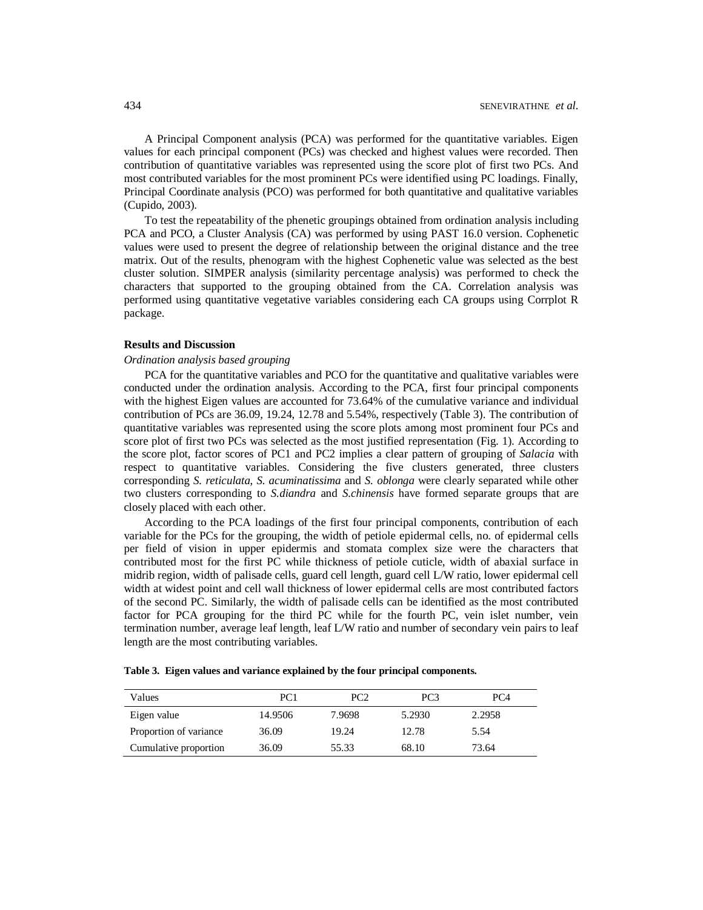A Principal Component analysis (PCA) was performed for the quantitative variables. Eigen values for each principal component (PCs) was checked and highest values were recorded. Then contribution of quantitative variables was represented using the score plot of first two PCs. And most contributed variables for the most prominent PCs were identified using PC loadings. Finally, Principal Coordinate analysis (PCO) was performed for both quantitative and qualitative variables (Cupido, 2003).

To test the repeatability of the phenetic groupings obtained from ordination analysis including PCA and PCO, a Cluster Analysis (CA) was performed by using PAST 16.0 version. Cophenetic values were used to present the degree of relationship between the original distance and the tree matrix. Out of the results, phenogram with the highest Cophenetic value was selected as the best cluster solution. SIMPER analysis (similarity percentage analysis) was performed to check the characters that supported to the grouping obtained from the CA. Correlation analysis was performed using quantitative vegetative variables considering each CA groups using Corrplot R package.

## Results and Discussion

### *Ordination analysis based grouping*

PCA for the quantitative variables and PCO for the quantitative and qualitative variables were conducted under the ordination analysis. According to the PCA, first four principal components with the highest Eigen values are accounted for 73.64% of the cumulative variance and individual contribution of PCs are 36.09, 19.24, 12.78 and 5.54%, respectively (Table 3). The contribution of quantitative variables was represented using the score plots among most prominent four PCs and score plot of first two PCs was selected as the most justified representation (Fig. 1). According to the score plot, factor scores of PC1 and PC2 implies a clear pattern of grouping of *Salacia* with respect to quantitative variables. Considering the five clusters generated, three clusters corresponding *S. reticulata, S. acuminatissima* and *S. oblonga* were clearly separated while other two clusters corresponding to *S.diandra* and *S.chinensis* have formed separate groups that are closely placed with each other.

According to the PCA loadings of the first four principal components, contribution of each variable for the PCs for the grouping, the width of petiole epidermal cells, no. of epidermal cells per field of vision in upper epidermis and stomata complex size were the characters that contributed most for the first PC while thickness of petiole cuticle, width of abaxial surface in midrib region, width of palisade cells, guard cell length, guard cell L/W ratio, lower epidermal cell width at widest point and cell wall thickness of lower epidermal cells are most contributed factors of the second PC. Similarly, the width of palisade cells can be identified as the most contributed factor for PCA grouping for the third PC while for the fourth PC, vein islet number, vein termination number, average leaf length, leaf L/W ratio and number of secondary vein pairs to leaf length are the most contributing variables.

**Table 3. Eigen values and variance explained by the four principal components.**

| Values | PC1 | PC2 | PC3 | PC4 |
|---|---|---|---|---|
| Eigen value | 14.9506 | 7.9698 | 5.2930 | 2.2958 |
| Proportion of variance | 36.09 | 19.24 | 12.78 | 5.54 |
| Cumulative proportion | 36.09 | 55.33 | 68.10 | 73.64 |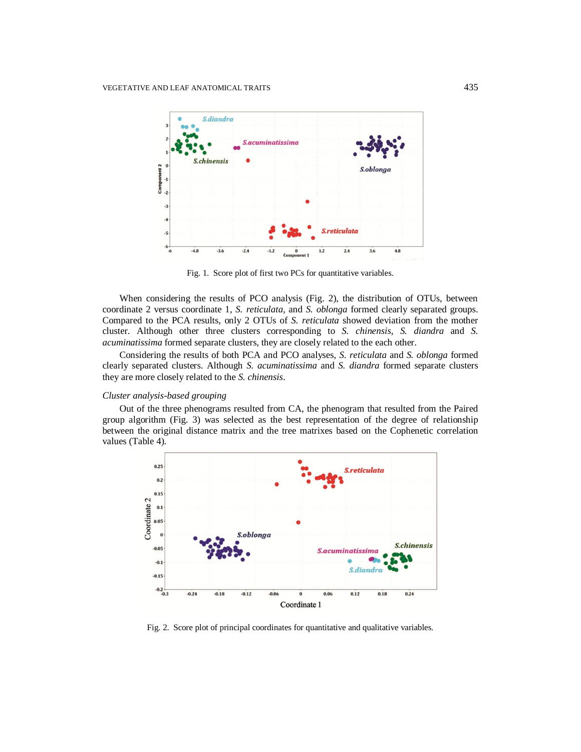Fig. 1. Score plot of first two PCs for quantitative variables.

When considering the results of PCO analysis (Fig. 2), the distribution of OTUs, between coordinate 2 versus coordinate 1, *S. reticulata*, and *S. oblonga* formed clearly separated groups. Compared to the PCA results, only 2 OTUs of *S. reticulata* showed deviation from the mother cluster. Although other three clusters corresponding to *S. chinensis*, *S. diandra* and *S. acuminatissima* formed separate clusters, they are closely related to the each other.

Considering the results of both PCA and PCO analyses, *S. reticulata* and *S. oblonga* formed clearly separated clusters. Although *S. acuminatissima* and *S. diandra* formed separate clusters they are more closely related to the *S. chinensis*.

*Cluster analysis-based grouping*

Out of the three phenograms resulted from CA, the phenogram that resulted from the Paired group algorithm (Fig. 3) was selected as the best representation of the degree of relationship between the original distance matrix and the tree matrixes based on the Cophenetic correlation values (Table 4).

Fig. 2. Score plot of principal coordinates for quantitative and qualitative variables.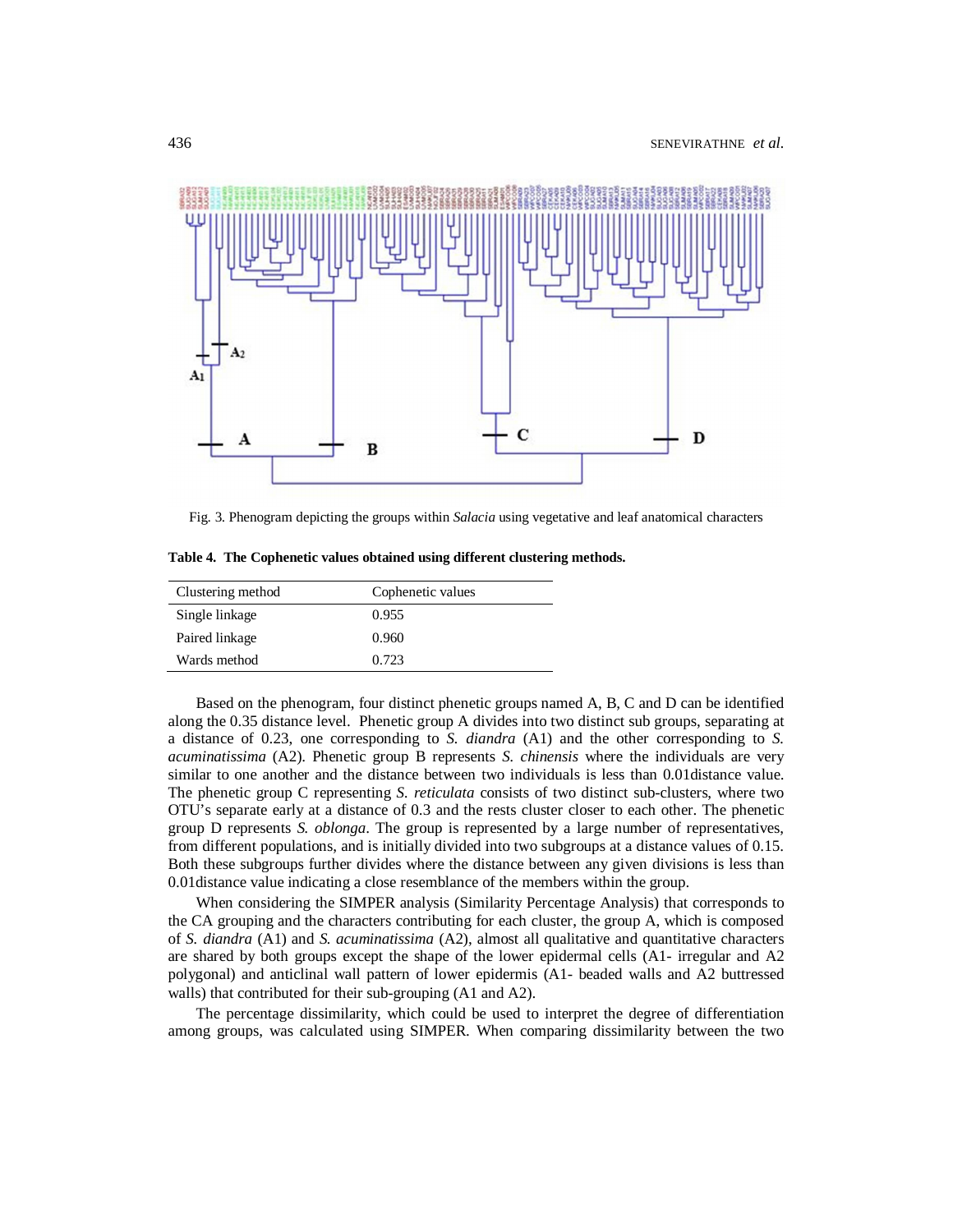Fig. 3. Phenogram depicting the groups within *Salacia* using vegetative and leaf anatomical characters

**Table 4. The Cophenetic values obtained using different clustering methods.**

| Clustering method | Cophenetic values |
| --- | --- |
| Single linkage | 0.955 |
| Paired linkage | 0.960 |
| Wards method | 0.723 |

Based on the phenogram, four distinct phenetic groups named A, B, C and D can be identified along the 0.35 distance level. Phenetic group A divides into two distinct sub groups, separating at a distance of 0.23, one corresponding to *S. diandra* (A1) and the other corresponding to *S. acuminatissima* (A2). Phenetic group B represents *S. chinensis* where the individuals are very similar to one another and the distance between two individuals is less than 0.01distance value. The phenetic group C representing *S. reticulata* consists of two distinct sub-clusters, where two OTU's separate early at a distance of 0.3 and the rests cluster closer to each other. The phenetic group D represents *S. oblonga*. The group is represented by a large number of representatives, from different populations, and is initially divided into two subgroups at a distance values of 0.15. Both these subgroups further divides where the distance between any given divisions is less than 0.01distance value indicating a close resemblance of the members within the group.

When considering the SIMPER analysis (Similarity Percentage Analysis) that corresponds to the CA grouping and the characters contributing for each cluster, the group A, which is composed of *S. diandra* (A1) and *S. acuminatissima* (A2), almost all qualitative and quantitative characters are shared by both groups except the shape of the lower epidermal cells (A1- irregular and A2 polygonal) and anticlinal wall pattern of lower epidermis (A1- beaded walls and A2 buttressed walls) that contributed for their sub-grouping (A1 and A2).

The percentage dissimilarity, which could be used to interpret the degree of differentiation among groups, was calculated using SIMPER. When comparing dissimilarity between the two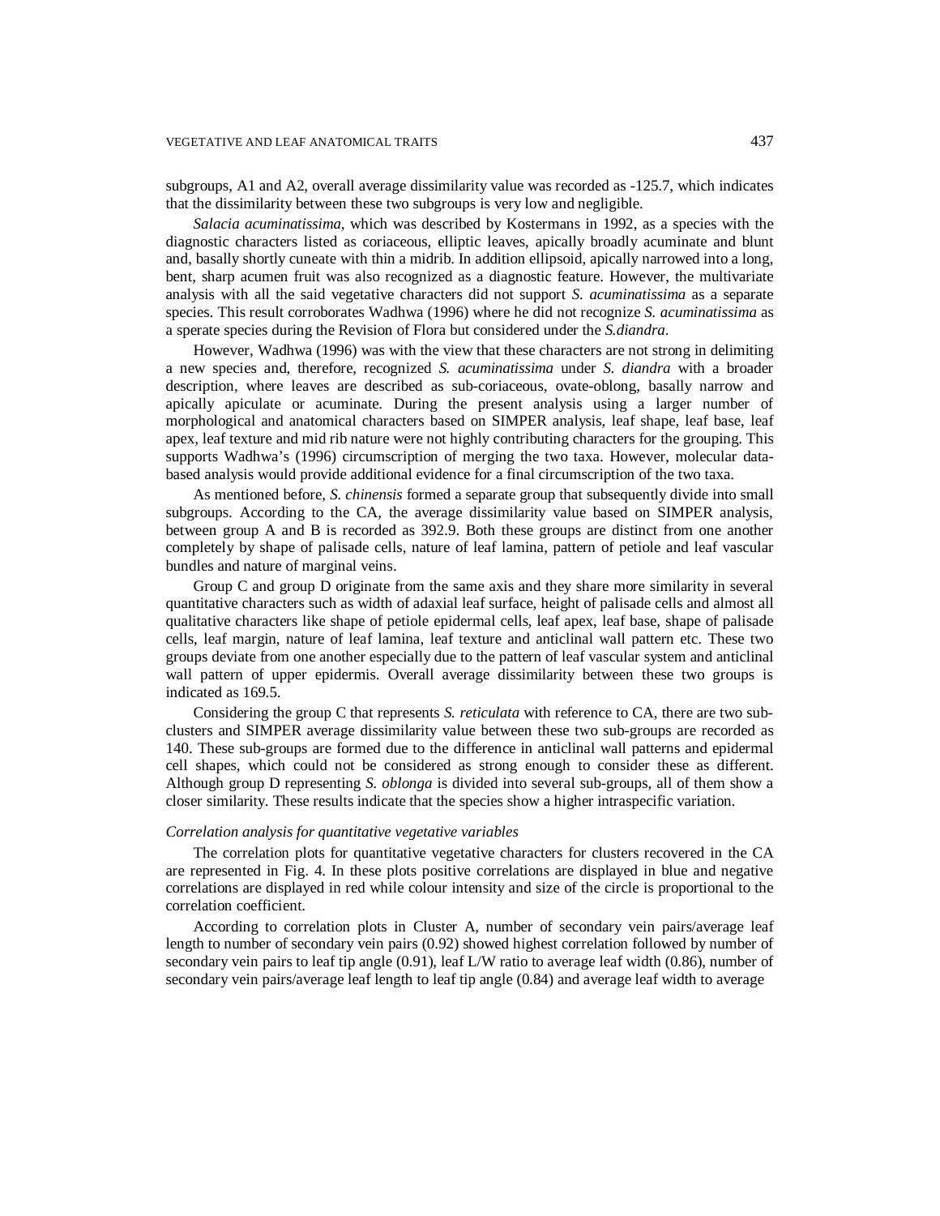subgroups, A1 and A2, overall average dissimilarity value was recorded as -125.7, which indicates that the dissimilarity between these two subgroups is very low and negligible.

*Salacia acuminatissima*, which was described by Kostermans in 1992, as a species with the diagnostic characters listed as coriaceous, elliptic leaves, apically broadly acuminate and blunt and, basally shortly cuneate with thin a midrib. In addition ellipsoid, apically narrowed into a long, bent, sharp acumen fruit was also recognized as a diagnostic feature. However, the multivariate analysis with all the said vegetative characters did not support *S. acuminatissima* as a separate species. This result corroborates Wadhwa (1996) where he did not recognize *S. acuminatissima* as a sperate species during the Revision of Flora but considered under the *S.diandra*.

However, Wadhwa (1996) was with the view that these characters are not strong in delimiting a new species and, therefore, recognized *S. acuminatissima* under *S. diandra* with a broader description, where leaves are described as sub-coriaceous, ovate-oblong, basally narrow and apically apiculate or acuminate. During the present analysis using a larger number of morphological and anatomical characters based on SIMPER analysis, leaf shape, leaf base, leaf apex, leaf texture and mid rib nature were not highly contributing characters for the grouping. This supports Wadhwa's (1996) circumscription of merging the two taxa. However, molecular data-based analysis would provide additional evidence for a final circumscription of the two taxa.

As mentioned before, *S. chinensis* formed a separate group that subsequently divide into small subgroups. According to the CA, the average dissimilarity value based on SIMPER analysis, between group A and B is recorded as 392.9. Both these groups are distinct from one another completely by shape of palisade cells, nature of leaf lamina, pattern of petiole and leaf vascular bundles and nature of marginal veins.

Group C and group D originate from the same axis and they share more similarity in several quantitative characters such as width of adaxial leaf surface, height of palisade cells and almost all qualitative characters like shape of petiole epidermal cells, leaf apex, leaf base, shape of palisade cells, leaf margin, nature of leaf lamina, leaf texture and anticlinal wall pattern etc. These two groups deviate from one another especially due to the pattern of leaf vascular system and anticlinal wall pattern of upper epidermis. Overall average dissimilarity between these two groups is indicated as 169.5.

Considering the group C that represents *S. reticulata* with reference to CA, there are two sub-clusters and SIMPER average dissimilarity value between these two sub-groups are recorded as 140. These sub-groups are formed due to the difference in anticlinal wall patterns and epidermal cell shapes, which could not be considered as strong enough to consider these as different. Although group D representing *S. oblonga* is divided into several sub-groups, all of them show a closer similarity. These results indicate that the species show a higher intraspecific variation.

*Correlation analysis for quantitative vegetative variables*

The correlation plots for quantitative vegetative characters for clusters recovered in the CA are represented in Fig. 4. In these plots positive correlations are displayed in blue and negative correlations are displayed in red while colour intensity and size of the circle is proportional to the correlation coefficient.

According to correlation plots in Cluster A, number of secondary vein pairs/average leaf length to number of secondary vein pairs (0.92) showed highest correlation followed by number of secondary vein pairs to leaf tip angle (0.91), leaf L/W ratio to average leaf width (0.86), number of secondary vein pairs/average leaf length to leaf tip angle (0.84) and average leaf width to average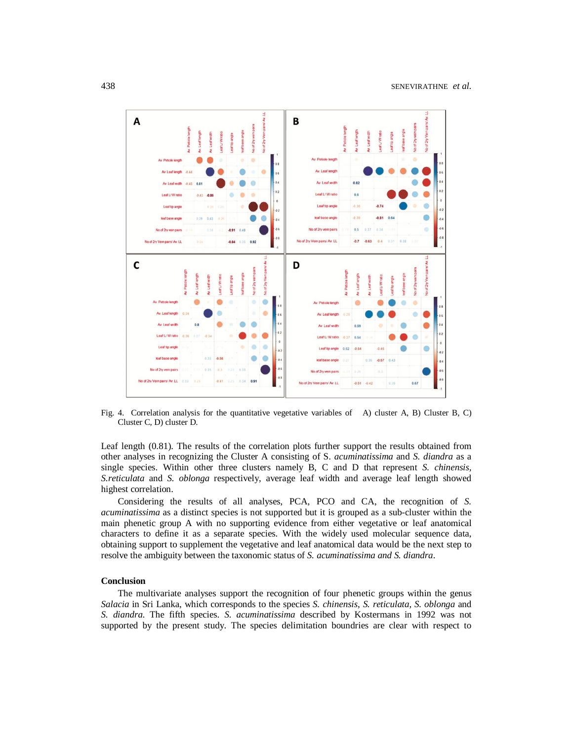Fig. 4. Correlation analysis for the quantitative vegetative variables of A) cluster A, B) Cluster B, C) Cluster C, D) cluster D.

Leaf length (0.81). The results of the correlation plots further support the results obtained from other analyses in recognizing the Cluster A consisting of S. *acuminatissima* and *S. diandra* as a single species. Within other three clusters namely B, C and D that represent *S. chinensis*, *S.reticulata* and *S. oblonga* respectively, average leaf width and average leaf length showed highest correlation.

Considering the results of all analyses, PCA, PCO and CA, the recognition of *S. acuminatissima* as a distinct species is not supported but it is grouped as a sub-cluster within the main phenetic group A with no supporting evidence from either vegetative or leaf anatomical characters to define it as a separate species. With the widely used molecular sequence data, obtaining support to supplement the vegetative and leaf anatomical data would be the next step to resolve the ambiguity between the taxonomic status of *S. acuminatissima and S. diandra*.

## Conclusion

The multivariate analyses support the recognition of four phenetic groups within the genus *Salacia* in Sri Lanka, which corresponds to the species *S. chinensis*, *S. reticulata*, *S. oblonga* and *S. diandra*. The fifth species. *S. acuminatissima* described by Kostermans in 1992 was not supported by the present study. The species delimitation boundries are clear with respect to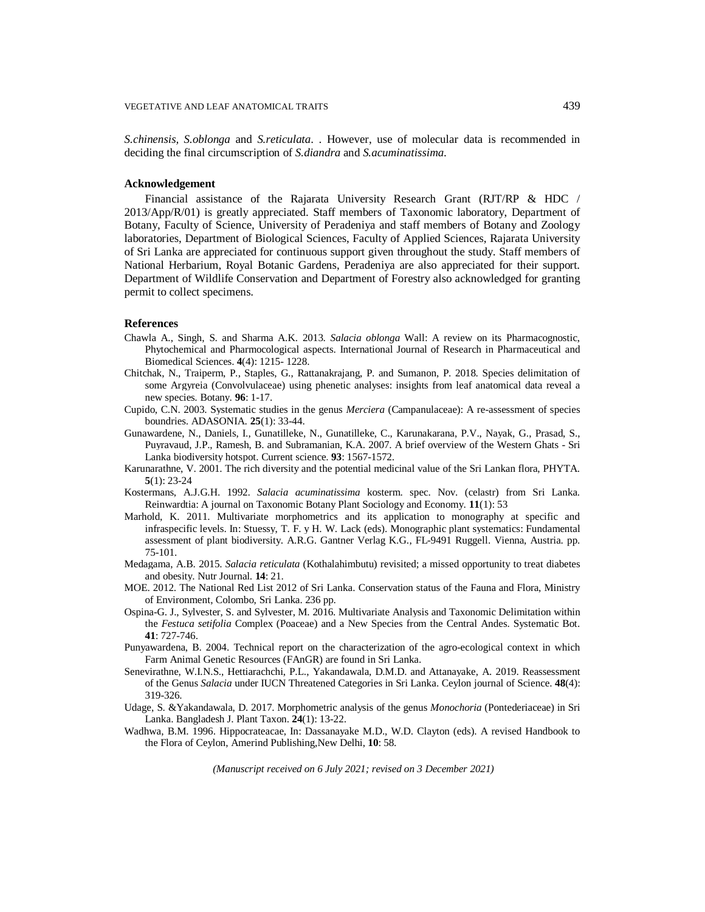*S.chinensis*, *S.oblonga* and *S.reticulata*. . However, use of molecular data is recommended in deciding the final circumscription of *S.diandra* and *S.acuminatissima*.

## Acknowledgement

Financial assistance of the Rajarata University Research Grant (RJT/RP & HDC / 2013/App/R/01) is greatly appreciated. Staff members of Taxonomic laboratory, Department of Botany, Faculty of Science, University of Peradeniya and staff members of Botany and Zoology laboratories, Department of Biological Sciences, Faculty of Applied Sciences, Rajarata University of Sri Lanka are appreciated for continuous support given throughout the study. Staff members of National Herbarium, Royal Botanic Gardens, Peradeniya are also appreciated for their support. Department of Wildlife Conservation and Department of Forestry also acknowledged for granting permit to collect specimens.

## References

Chawla A., Singh, S. and Sharma A.K. 2013. *Salacia oblonga* Wall: A review on its Pharmacognostic, Phytochemical and Pharmocological aspects. International Journal of Research in Pharmaceutical and Biomedical Sciences. **4**(4): 1215- 1228.

Chitchak, N., Traiperm, P., Staples, G., Rattanakrajang, P. and Sumanon, P. 2018. Species delimitation of some Argyreia (Convolvulaceae) using phenetic analyses: insights from leaf anatomical data reveal a new species. Botany. **96**: 1-17.

Cupido, C.N. 2003. Systematic studies in the genus *Merciera* (Campanulaceae): A re-assessment of species boundries. ADASONIA. **25**(1): 33-44.

Gunawardene, N., Daniels, I., Gunatilleke, N., Gunatilleke, C., Karunakarana, P.V., Nayak, G., Prasad, S., Puyravaud, J.P., Ramesh, B. and Subramanian, K.A. 2007. A brief overview of the Western Ghats - Sri Lanka biodiversity hotspot. Current science. **93**: 1567-1572.

Karunarathne, V. 2001. The rich diversity and the potential medicinal value of the Sri Lankan flora, PHYTA. **5**(1): 23-24

Kostermans, A.J.G.H. 1992. *Salacia acuminatissima* kosterm. spec. Nov. (celastr) from Sri Lanka. Reinwardtia: A journal on Taxonomic Botany Plant Sociology and Economy. **11**(1): 53

Marhold, K. 2011. Multivariate morphometrics and its application to monography at specific and infraspecific levels. In: Stuessy, T. F. y H. W. Lack (eds). Monographic plant systematics: Fundamental assessment of plant biodiversity. A.R.G. Gantner Verlag K.G., FL-9491 Ruggell. Vienna, Austria. pp. 75-101.

Medagama, A.B. 2015. *Salacia reticulata* (Kothalahimbutu) revisited; a missed opportunity to treat diabetes and obesity. Nutr Journal. **14**: 21.

MOE. 2012. The National Red List 2012 of Sri Lanka. Conservation status of the Fauna and Flora, Ministry of Environment, Colombo, Sri Lanka. 236 pp.

Ospina-G. J., Sylvester, S. and Sylvester, M. 2016. Multivariate Analysis and Taxonomic Delimitation within the *Festuca setifolia* Complex (Poaceae) and a New Species from the Central Andes. Systematic Bot. **41**: 727-746.

Punyawardena, B. 2004. Technical report on the characterization of the agro-ecological context in which Farm Animal Genetic Resources (FAnGR) are found in Sri Lanka.

Senevirathne, W.I.N.S., Hettiarachchi, P.L., Yakandawala, D.M.D. and Attanayake, A. 2019. Reassessment of the Genus *Salacia* under IUCN Threatened Categories in Sri Lanka. Ceylon journal of Science. **48**(4): 319-326.

Udage, S. &Yakandawala, D. 2017. Morphometric analysis of the genus *Monochoria* (Pontederiaceae) in Sri Lanka. Bangladesh J. Plant Taxon. **24**(1): 13-22.

Wadhwa, B.M. 1996. Hippocrateacae, In: Dassanayake M.D., W.D. Clayton (eds). A revised Handbook to the Flora of Ceylon, Amerind Publishing,New Delhi, **10**: 58.

*(Manuscript received on 6 July 2021; revised on 3 December 2021)*